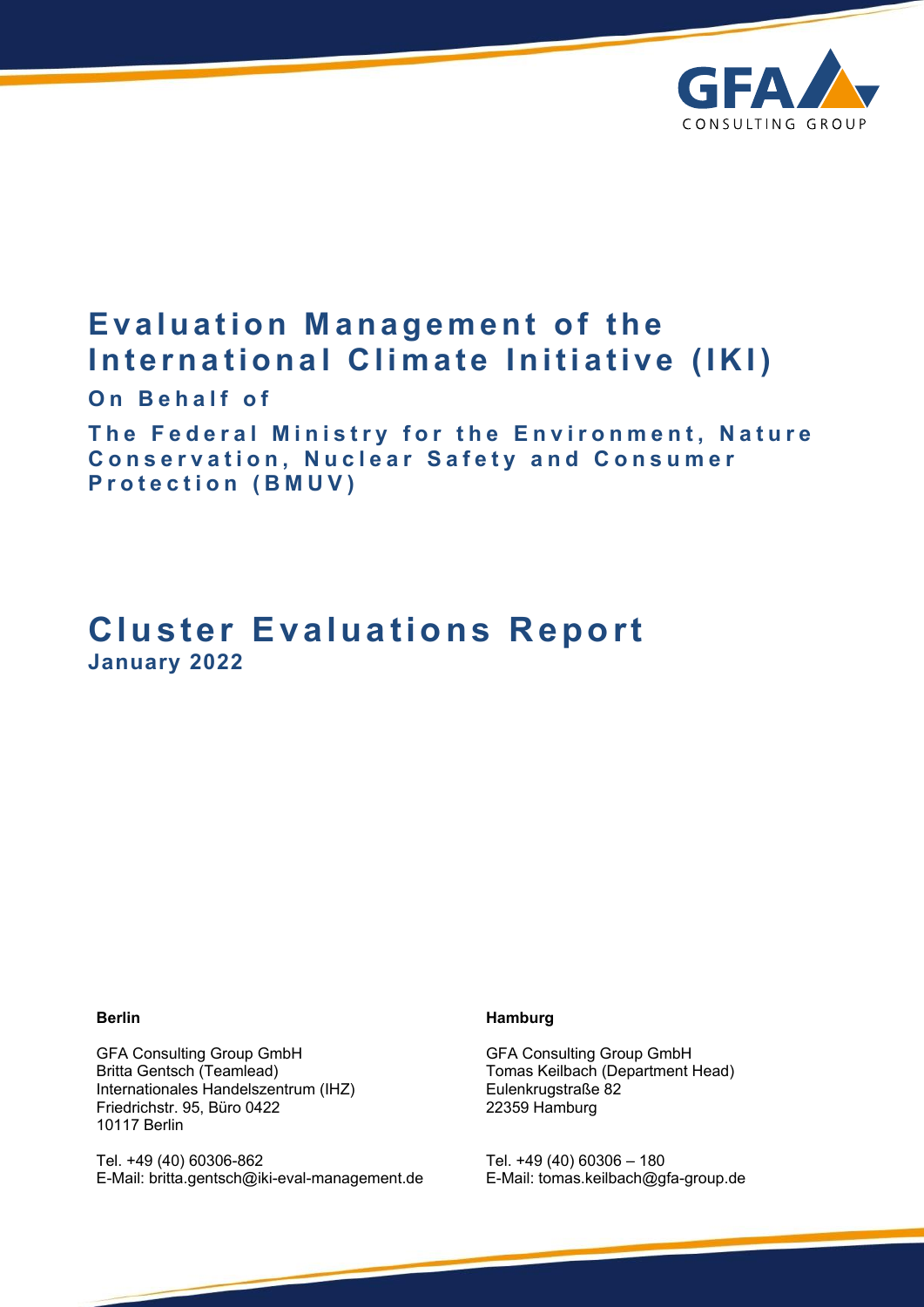# Evaluation Management of the International Climate Initiative (IKI)

**On Behalf of**

**The Federal Ministry for the Environment, Nature Conservation, Nuclear Safety and Consumer Protection (BMUV)**

# Cluster Evaluations Report

**January 2022**

**Berlin**

GFA Consulting Group GmbH
Britta Gentsch (Teamlead)
Internationales Handelszentrum (IHZ)
Friedrichstr. 95, Büro 0422
10117 Berlin

Tel. +49 (40) 60306-862
E-Mail: britta.gentsch@iki-eval-management.de

**Hamburg**

GFA Consulting Group GmbH
Tomas Keilbach (Department Head)
Eulenkrugstraße 82
22359 Hamburg

Tel. +49 (40) 60306 – 180
E-Mail: tomas.keilbach@gfa-group.de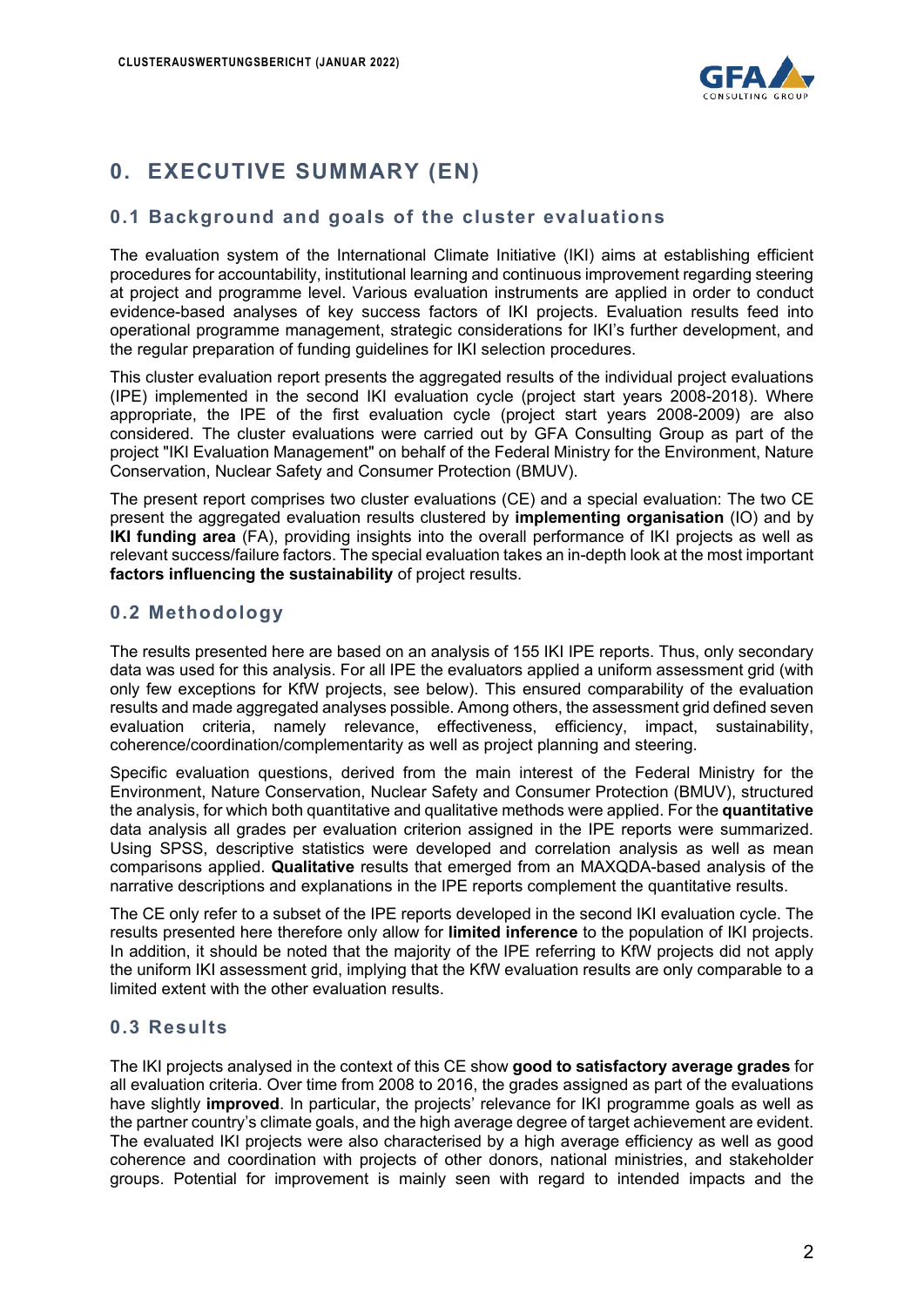# 0. EXECUTIVE SUMMARY (EN)

## 0.1 Background and goals of the cluster evaluations

The evaluation system of the International Climate Initiative (IKI) aims at establishing efficient procedures for accountability, institutional learning and continuous improvement regarding steering at project and programme level. Various evaluation instruments are applied in order to conduct evidence-based analyses of key success factors of IKI projects. Evaluation results feed into operational programme management, strategic considerations for IKI's further development, and the regular preparation of funding guidelines for IKI selection procedures.

This cluster evaluation report presents the aggregated results of the individual project evaluations (IPE) implemented in the second IKI evaluation cycle (project start years 2008-2018). Where appropriate, the IPE of the first evaluation cycle (project start years 2008-2009) are also considered. The cluster evaluations were carried out by GFA Consulting Group as part of the project "IKI Evaluation Management" on behalf of the Federal Ministry for the Environment, Nature Conservation, Nuclear Safety and Consumer Protection (BMUV).

The present report comprises two cluster evaluations (CE) and a special evaluation: The two CE present the aggregated evaluation results clustered by **implementing organisation** (IO) and by **IKI funding area** (FA), providing insights into the overall performance of IKI projects as well as relevant success/failure factors. The special evaluation takes an in-depth look at the most important **factors influencing the sustainability** of project results.

## 0.2 Methodology

The results presented here are based on an analysis of 155 IKI IPE reports. Thus, only secondary data was used for this analysis. For all IPE the evaluators applied a uniform assessment grid (with only few exceptions for KfW projects, see below). This ensured comparability of the evaluation results and made aggregated analyses possible. Among others, the assessment grid defined seven evaluation criteria, namely relevance, effectiveness, efficiency, impact, sustainability, coherence/coordination/complementarity as well as project planning and steering.

Specific evaluation questions, derived from the main interest of the Federal Ministry for the Environment, Nature Conservation, Nuclear Safety and Consumer Protection (BMUV), structured the analysis, for which both quantitative and qualitative methods were applied. For the **quantitative** data analysis all grades per evaluation criterion assigned in the IPE reports were summarized. Using SPSS, descriptive statistics were developed and correlation analysis as well as mean comparisons applied. **Qualitative** results that emerged from an MAXQDA-based analysis of the narrative descriptions and explanations in the IPE reports complement the quantitative results.

The CE only refer to a subset of the IPE reports developed in the second IKI evaluation cycle. The results presented here therefore only allow for **limited inference** to the population of IKI projects. In addition, it should be noted that the majority of the IPE referring to KfW projects did not apply the uniform IKI assessment grid, implying that the KfW evaluation results are only comparable to a limited extent with the other evaluation results.

## 0.3 Results

The IKI projects analysed in the context of this CE show **good to satisfactory average grades** for all evaluation criteria. Over time from 2008 to 2016, the grades assigned as part of the evaluations have slightly **improved**. In particular, the projects' relevance for IKI programme goals as well as the partner country's climate goals, and the high average degree of target achievement are evident. The evaluated IKI projects were also characterised by a high average efficiency as well as good coherence and coordination with projects of other donors, national ministries, and stakeholder groups. Potential for improvement is mainly seen with regard to intended impacts and the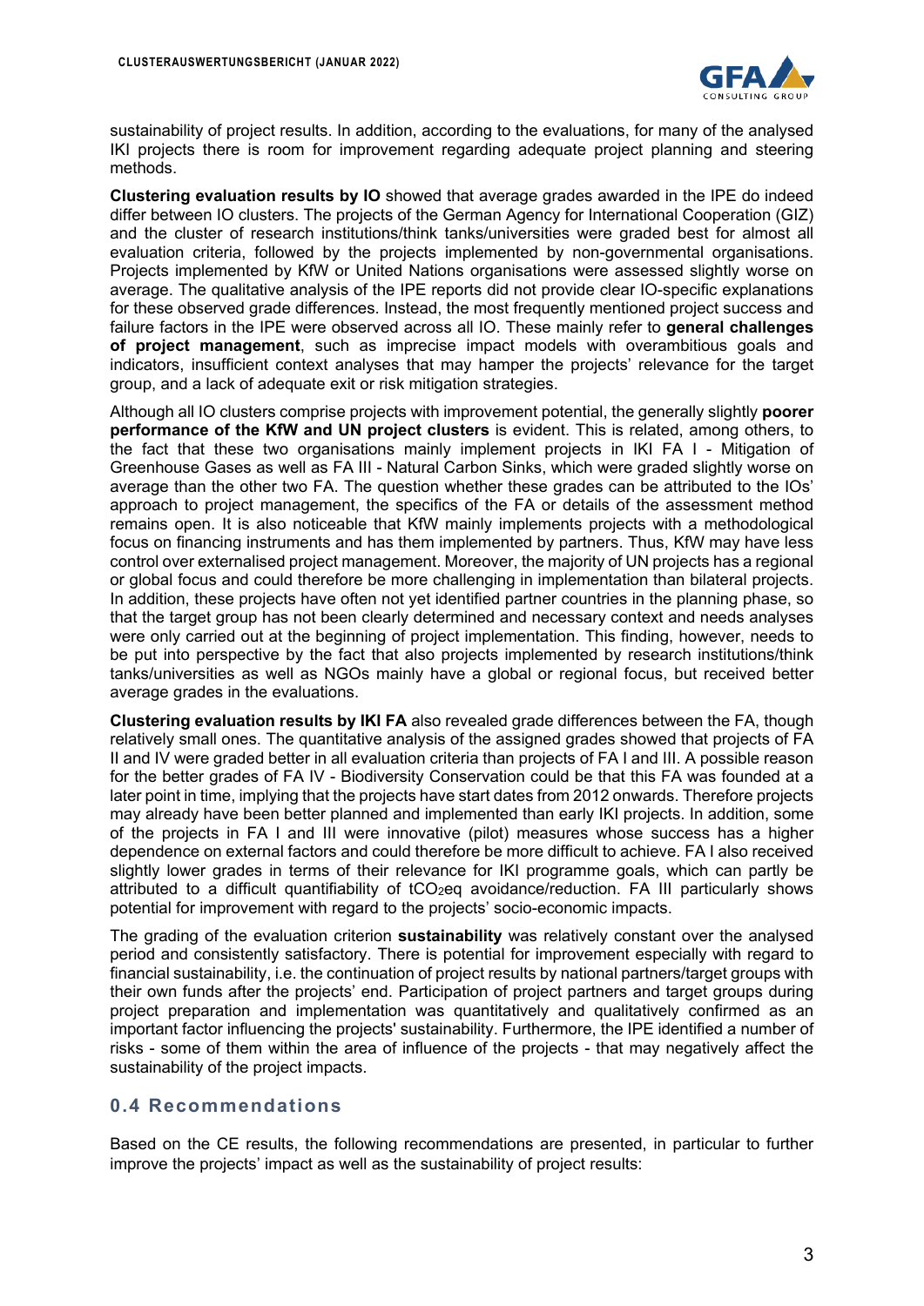sustainability of project results. In addition, according to the evaluations, for many of the analysed IKI projects there is room for improvement regarding adequate project planning and steering methods.

**Clustering evaluation results by IO** showed that average grades awarded in the IPE do indeed differ between IO clusters. The projects of the German Agency for International Cooperation (GIZ) and the cluster of research institutions/think tanks/universities were graded best for almost all evaluation criteria, followed by the projects implemented by non-governmental organisations. Projects implemented by KfW or United Nations organisations were assessed slightly worse on average. The qualitative analysis of the IPE reports did not provide clear IO-specific explanations for these observed grade differences. Instead, the most frequently mentioned project success and failure factors in the IPE were observed across all IO. These mainly refer to **general challenges of project management**, such as imprecise impact models with overambitious goals and indicators, insufficient context analyses that may hamper the projects' relevance for the target group, and a lack of adequate exit or risk mitigation strategies.

Although all IO clusters comprise projects with improvement potential, the generally slightly **poorer performance of the KfW and UN project clusters** is evident. This is related, among others, to the fact that these two organisations mainly implement projects in IKI FA I - Mitigation of Greenhouse Gases as well as FA III - Natural Carbon Sinks, which were graded slightly worse on average than the other two FA. The question whether these grades can be attributed to the IOs' approach to project management, the specifics of the FA or details of the assessment method remains open. It is also noticeable that KfW mainly implements projects with a methodological focus on financing instruments and has them implemented by partners. Thus, KfW may have less control over externalised project management. Moreover, the majority of UN projects has a regional or global focus and could therefore be more challenging in implementation than bilateral projects. In addition, these projects have often not yet identified partner countries in the planning phase, so that the target group has not been clearly determined and necessary context and needs analyses were only carried out at the beginning of project implementation. This finding, however, needs to be put into perspective by the fact that also projects implemented by research institutions/think tanks/universities as well as NGOs mainly have a global or regional focus, but received better average grades in the evaluations.

**Clustering evaluation results by IKI FA** also revealed grade differences between the FA, though relatively small ones. The quantitative analysis of the assigned grades showed that projects of FA II and IV were graded better in all evaluation criteria than projects of FA I and III. A possible reason for the better grades of FA IV - Biodiversity Conservation could be that this FA was founded at a later point in time, implying that the projects have start dates from 2012 onwards. Therefore projects may already have been better planned and implemented than early IKI projects. In addition, some of the projects in FA I and III were innovative (pilot) measures whose success has a higher dependence on external factors and could therefore be more difficult to achieve. FA I also received slightly lower grades in terms of their relevance for IKI programme goals, which can partly be attributed to a difficult quantifiability of $tCO_2eq$ avoidance/reduction. FA III particularly shows potential for improvement with regard to the projects' socio-economic impacts.

The grading of the evaluation criterion **sustainability** was relatively constant over the analysed period and consistently satisfactory. There is potential for improvement especially with regard to financial sustainability, i.e. the continuation of project results by national partners/target groups with their own funds after the projects' end. Participation of project partners and target groups during project preparation and implementation was quantitatively and qualitatively confirmed as an important factor influencing the projects' sustainability. Furthermore, the IPE identified a number of risks - some of them within the area of influence of the projects - that may negatively affect the sustainability of the project impacts.

## 0.4 Recommendations

Based on the CE results, the following recommendations are presented, in particular to further improve the projects' impact as well as the sustainability of project results: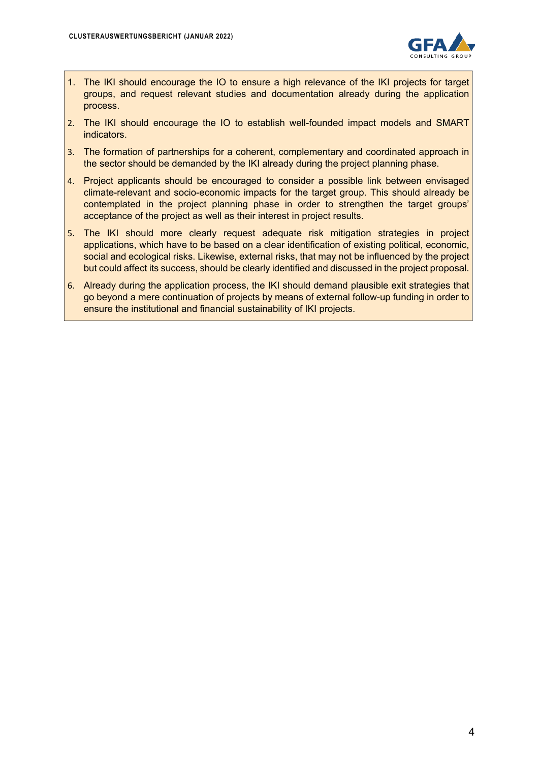1. The IKI should encourage the IO to ensure a high relevance of the IKI projects for target groups, and request relevant studies and documentation already during the application process.
2. The IKI should encourage the IO to establish well-founded impact models and SMART indicators.
3. The formation of partnerships for a coherent, complementary and coordinated approach in the sector should be demanded by the IKI already during the project planning phase.
4. Project applicants should be encouraged to consider a possible link between envisaged climate-relevant and socio-economic impacts for the target group. This should already be contemplated in the project planning phase in order to strengthen the target groups' acceptance of the project as well as their interest in project results.
5. The IKI should more clearly request adequate risk mitigation strategies in project applications, which have to be based on a clear identification of existing political, economic, social and ecological risks. Likewise, external risks, that may not be influenced by the project but could affect its success, should be clearly identified and discussed in the project proposal.
6. Already during the application process, the IKI should demand plausible exit strategies that go beyond a mere continuation of projects by means of external follow-up funding in order to ensure the institutional and financial sustainability of IKI projects.